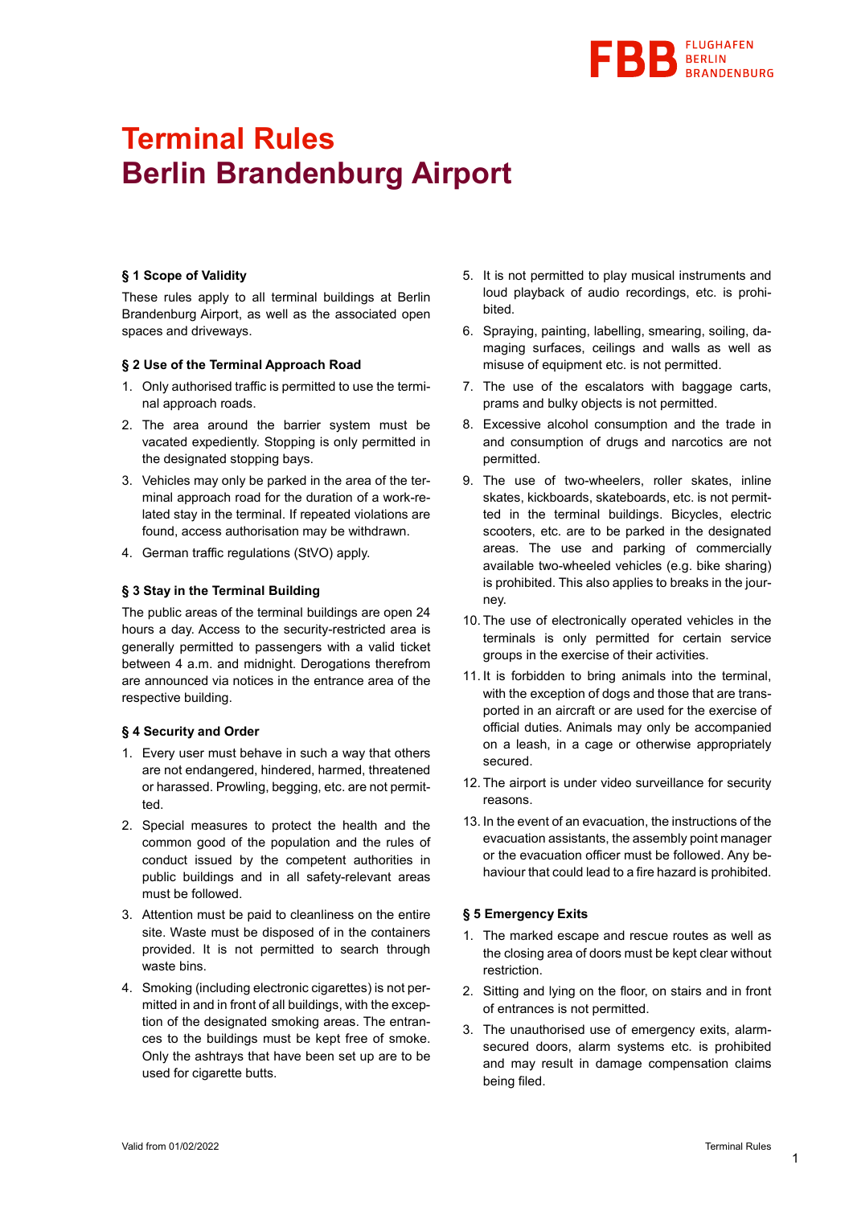# Terminal Rules
# Berlin Brandenburg Airport

### § 1 Scope of Validity

These rules apply to all terminal buildings at Berlin Brandenburg Airport, as well as the associated open spaces and driveways.

### § 2 Use of the Terminal Approach Road

1. Only authorised traffic is permitted to use the terminal approach roads.
2. The area around the barrier system must be vacated expediently. Stopping is only permitted in the designated stopping bays.
3. Vehicles may only be parked in the area of the terminal approach road for the duration of a work-related stay in the terminal. If repeated violations are found, access authorisation may be withdrawn.
4. German traffic regulations (StVO) apply.

### § 3 Stay in the Terminal Building

The public areas of the terminal buildings are open 24 hours a day. Access to the security-restricted area is generally permitted to passengers with a valid ticket between 4 a.m. and midnight. Derogations therefrom are announced via notices in the entrance area of the respective building.

### § 4 Security and Order

1. Every user must behave in such a way that others are not endangered, hindered, harmed, threatened or harassed. Prowling, begging, etc. are not permitted.
2. Special measures to protect the health and the common good of the population and the rules of conduct issued by the competent authorities in public buildings and in all safety-relevant areas must be followed.
3. Attention must be paid to cleanliness on the entire site. Waste must be disposed of in the containers provided. It is not permitted to search through waste bins.
4. Smoking (including electronic cigarettes) is not permitted in and in front of all buildings, with the exception of the designated smoking areas. The entrances to the buildings must be kept free of smoke. Only the ashtrays that have been set up are to be used for cigarette butts.
5. It is not permitted to play musical instruments and loud playback of audio recordings, etc. is prohibited.
6. Spraying, painting, labelling, smearing, soiling, damaging surfaces, ceilings and walls as well as misuse of equipment etc. is not permitted.
7. The use of the escalators with baggage carts, prams and bulky objects is not permitted.
8. Excessive alcohol consumption and the trade in and consumption of drugs and narcotics are not permitted.
9. The use of two-wheelers, roller skates, inline skates, kickboards, skateboards, etc. is not permitted in the terminal buildings. Bicycles, electric scooters, etc. are to be parked in the designated areas. The use and parking of commercially available two-wheeled vehicles (e.g. bike sharing) is prohibited. This also applies to breaks in the journey.
10. The use of electronically operated vehicles in the terminals is only permitted for certain service groups in the exercise of their activities.
11. It is forbidden to bring animals into the terminal, with the exception of dogs and those that are transported in an aircraft or are used for the exercise of official duties. Animals may only be accompanied on a leash, in a cage or otherwise appropriately secured.
12. The airport is under video surveillance for security reasons.
13. In the event of an evacuation, the instructions of the evacuation assistants, the assembly point manager or the evacuation officer must be followed. Any behaviour that could lead to a fire hazard is prohibited.

### § 5 Emergency Exits

1. The marked escape and rescue routes as well as the closing area of doors must be kept clear without restriction.
2. Sitting and lying on the floor, on stairs and in front of entrances is not permitted.
3. The unauthorised use of emergency exits, alarm-secured doors, alarm systems etc. is prohibited and may result in damage compensation claims being filed.

Valid from 01/02/2022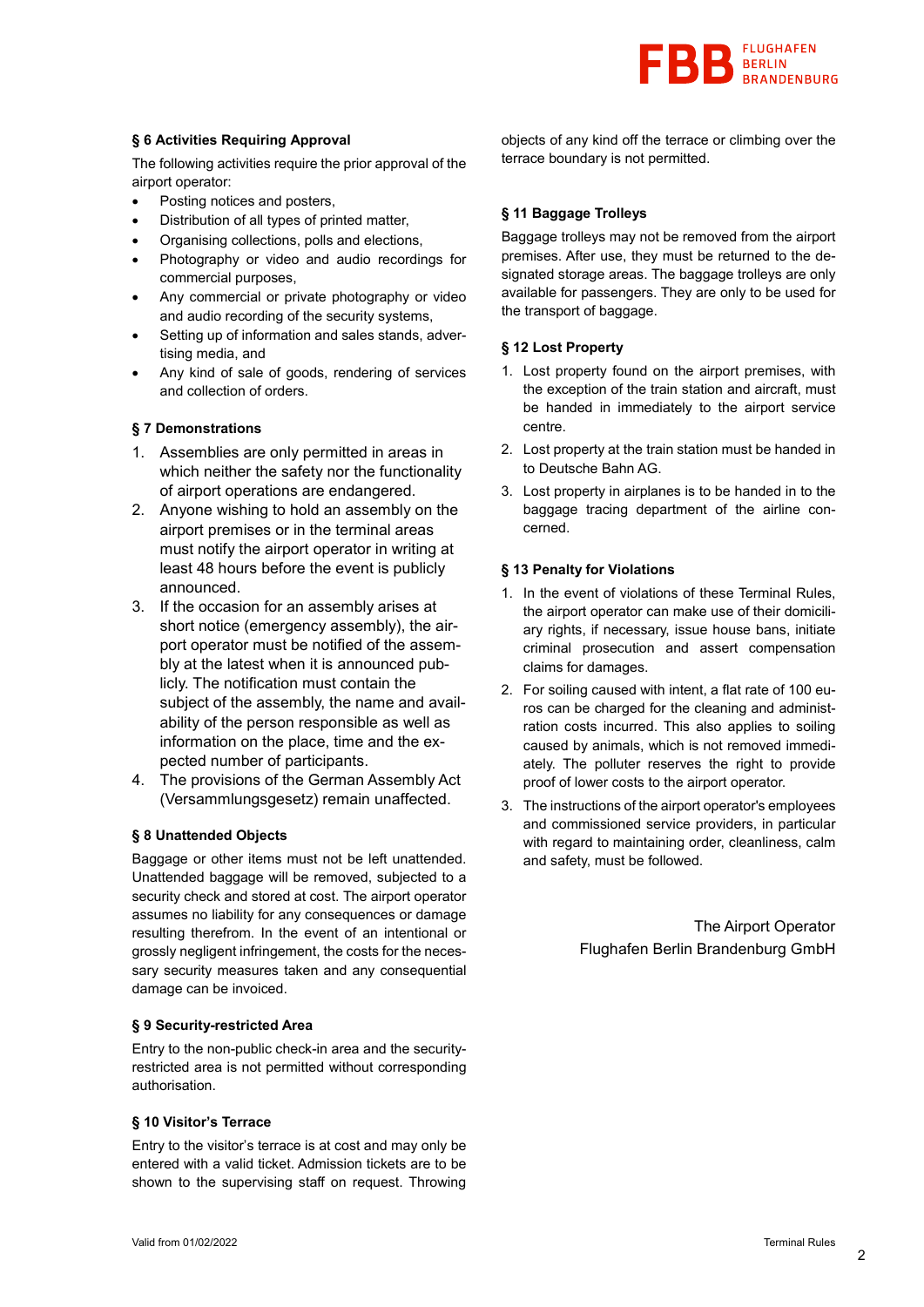### § 6 Activities Requiring Approval

The following activities require the prior approval of the airport operator:

- Posting notices and posters,
- Distribution of all types of printed matter,
- Organising collections, polls and elections,
- Photography or video and audio recordings for commercial purposes,
- Any commercial or private photography or video and audio recording of the security systems,
- Setting up of information and sales stands, advertising media, and
- Any kind of sale of goods, rendering of services and collection of orders.

### § 7 Demonstrations

1. Assemblies are only permitted in areas in which neither the safety nor the functionality of airport operations are endangered.
2. Anyone wishing to hold an assembly on the airport premises or in the terminal areas must notify the airport operator in writing at least 48 hours before the event is publicly announced.
3. If the occasion for an assembly arises at short notice (emergency assembly), the airport operator must be notified of the assembly at the latest when it is announced publicly. The notification must contain the subject of the assembly, the name and availability of the person responsible as well as information on the place, time and the expected number of participants.
4. The provisions of the German Assembly Act (Versammlungsgesetz) remain unaffected.

### § 8 Unattended Objects

Baggage or other items must not be left unattended. Unattended baggage will be removed, subjected to a security check and stored at cost. The airport operator assumes no liability for any consequences or damage resulting therefrom. In the event of an intentional or grossly negligent infringement, the costs for the necessary security measures taken and any consequential damage can be invoiced.

### § 9 Security-restricted Area

Entry to the non-public check-in area and the security-restricted area is not permitted without corresponding authorisation.

### § 10 Visitor's Terrace

Entry to the visitor's terrace is at cost and may only be entered with a valid ticket. Admission tickets are to be shown to the supervising staff on request. Throwing objects of any kind off the terrace or climbing over the terrace boundary is not permitted.

### § 11 Baggage Trolleys

Baggage trolleys may not be removed from the airport premises. After use, they must be returned to the designated storage areas. The baggage trolleys are only available for passengers. They are only to be used for the transport of baggage.

### § 12 Lost Property

1. Lost property found on the airport premises, with the exception of the train station and aircraft, must be handed in immediately to the airport service centre.
2. Lost property at the train station must be handed in to Deutsche Bahn AG.
3. Lost property in airplanes is to be handed in to the baggage tracing department of the airline concerned.

### § 13 Penalty for Violations

1. In the event of violations of these Terminal Rules, the airport operator can make use of their domiciliary rights, if necessary, issue house bans, initiate criminal prosecution and assert compensation claims for damages.
2. For soiling caused with intent, a flat rate of 100 euros can be charged for the cleaning and administration costs incurred. This also applies to soiling caused by animals, which is not removed immediately. The polluter reserves the right to provide proof of lower costs to the airport operator.
3. The instructions of the airport operator's employees and commissioned service providers, in particular with regard to maintaining order, cleanliness, calm and safety, must be followed.

The Airport Operator
Flughafen Berlin Brandenburg GmbH